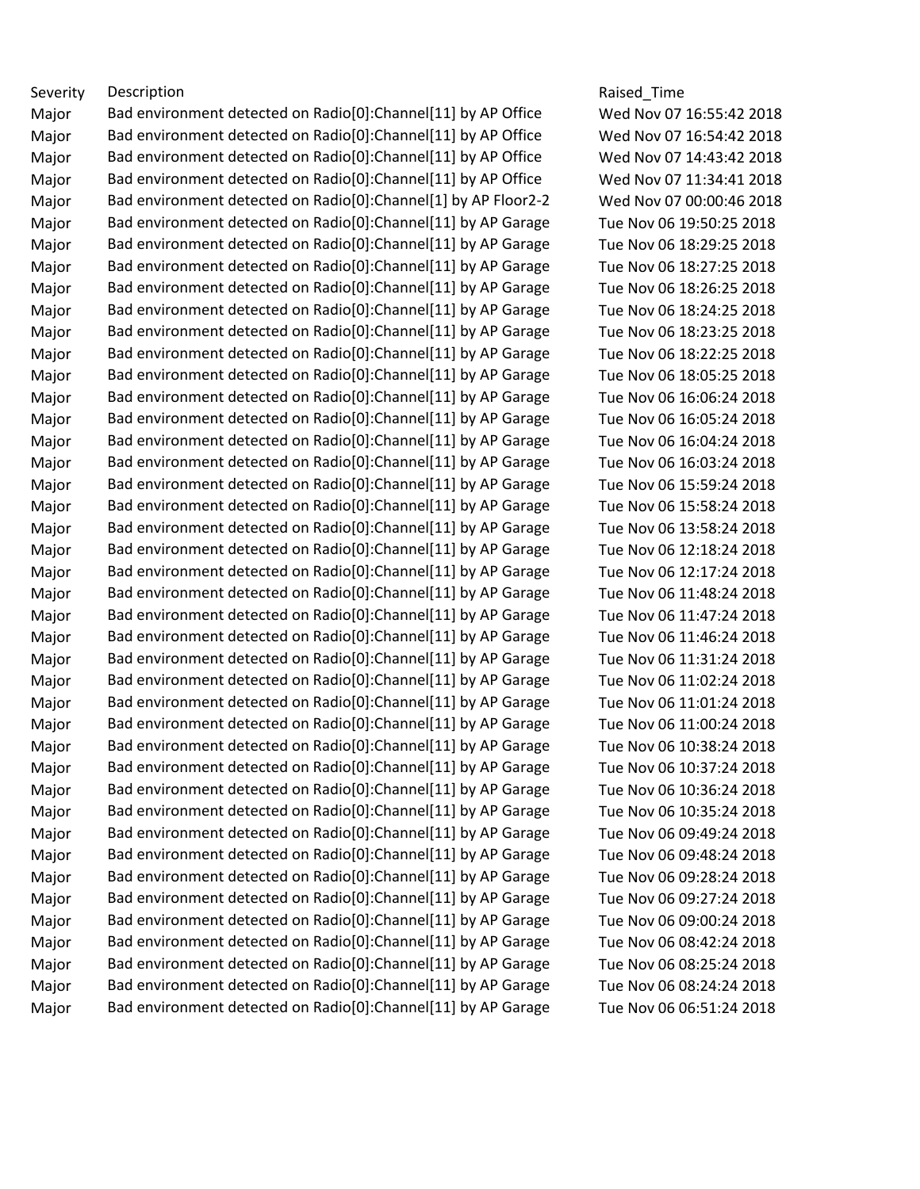| Severity | Description | Raised_Time |
|---|---|---|
| Major | Bad environment detected on Radio[0]:Channel[11] by AP Office | Wed Nov 07 16:55:42 2018 |
| Major | Bad environment detected on Radio[0]:Channel[11] by AP Office | Wed Nov 07 16:54:42 2018 |
| Major | Bad environment detected on Radio[0]:Channel[11] by AP Office | Wed Nov 07 14:43:42 2018 |
| Major | Bad environment detected on Radio[0]:Channel[11] by AP Office | Wed Nov 07 11:34:41 2018 |
| Major | Bad environment detected on Radio[0]:Channel[1] by AP Floor2-2 | Wed Nov 07 00:00:46 2018 |
| Major | Bad environment detected on Radio[0]:Channel[11] by AP Garage | Tue Nov 06 19:50:25 2018 |
| Major | Bad environment detected on Radio[0]:Channel[11] by AP Garage | Tue Nov 06 18:29:25 2018 |
| Major | Bad environment detected on Radio[0]:Channel[11] by AP Garage | Tue Nov 06 18:27:25 2018 |
| Major | Bad environment detected on Radio[0]:Channel[11] by AP Garage | Tue Nov 06 18:26:25 2018 |
| Major | Bad environment detected on Radio[0]:Channel[11] by AP Garage | Tue Nov 06 18:24:25 2018 |
| Major | Bad environment detected on Radio[0]:Channel[11] by AP Garage | Tue Nov 06 18:23:25 2018 |
| Major | Bad environment detected on Radio[0]:Channel[11] by AP Garage | Tue Nov 06 18:22:25 2018 |
| Major | Bad environment detected on Radio[0]:Channel[11] by AP Garage | Tue Nov 06 18:05:25 2018 |
| Major | Bad environment detected on Radio[0]:Channel[11] by AP Garage | Tue Nov 06 16:06:24 2018 |
| Major | Bad environment detected on Radio[0]:Channel[11] by AP Garage | Tue Nov 06 16:05:24 2018 |
| Major | Bad environment detected on Radio[0]:Channel[11] by AP Garage | Tue Nov 06 16:04:24 2018 |
| Major | Bad environment detected on Radio[0]:Channel[11] by AP Garage | Tue Nov 06 16:03:24 2018 |
| Major | Bad environment detected on Radio[0]:Channel[11] by AP Garage | Tue Nov 06 15:59:24 2018 |
| Major | Bad environment detected on Radio[0]:Channel[11] by AP Garage | Tue Nov 06 15:58:24 2018 |
| Major | Bad environment detected on Radio[0]:Channel[11] by AP Garage | Tue Nov 06 13:58:24 2018 |
| Major | Bad environment detected on Radio[0]:Channel[11] by AP Garage | Tue Nov 06 12:18:24 2018 |
| Major | Bad environment detected on Radio[0]:Channel[11] by AP Garage | Tue Nov 06 12:17:24 2018 |
| Major | Bad environment detected on Radio[0]:Channel[11] by AP Garage | Tue Nov 06 11:48:24 2018 |
| Major | Bad environment detected on Radio[0]:Channel[11] by AP Garage | Tue Nov 06 11:47:24 2018 |
| Major | Bad environment detected on Radio[0]:Channel[11] by AP Garage | Tue Nov 06 11:46:24 2018 |
| Major | Bad environment detected on Radio[0]:Channel[11] by AP Garage | Tue Nov 06 11:31:24 2018 |
| Major | Bad environment detected on Radio[0]:Channel[11] by AP Garage | Tue Nov 06 11:02:24 2018 |
| Major | Bad environment detected on Radio[0]:Channel[11] by AP Garage | Tue Nov 06 11:01:24 2018 |
| Major | Bad environment detected on Radio[0]:Channel[11] by AP Garage | Tue Nov 06 11:00:24 2018 |
| Major | Bad environment detected on Radio[0]:Channel[11] by AP Garage | Tue Nov 06 10:38:24 2018 |
| Major | Bad environment detected on Radio[0]:Channel[11] by AP Garage | Tue Nov 06 10:37:24 2018 |
| Major | Bad environment detected on Radio[0]:Channel[11] by AP Garage | Tue Nov 06 10:36:24 2018 |
| Major | Bad environment detected on Radio[0]:Channel[11] by AP Garage | Tue Nov 06 10:35:24 2018 |
| Major | Bad environment detected on Radio[0]:Channel[11] by AP Garage | Tue Nov 06 09:49:24 2018 |
| Major | Bad environment detected on Radio[0]:Channel[11] by AP Garage | Tue Nov 06 09:48:24 2018 |
| Major | Bad environment detected on Radio[0]:Channel[11] by AP Garage | Tue Nov 06 09:28:24 2018 |
| Major | Bad environment detected on Radio[0]:Channel[11] by AP Garage | Tue Nov 06 09:27:24 2018 |
| Major | Bad environment detected on Radio[0]:Channel[11] by AP Garage | Tue Nov 06 09:00:24 2018 |
| Major | Bad environment detected on Radio[0]:Channel[11] by AP Garage | Tue Nov 06 08:42:24 2018 |
| Major | Bad environment detected on Radio[0]:Channel[11] by AP Garage | Tue Nov 06 08:25:24 2018 |
| Major | Bad environment detected on Radio[0]:Channel[11] by AP Garage | Tue Nov 06 08:24:24 2018 |
| Major | Bad environment detected on Radio[0]:Channel[11] by AP Garage | Tue Nov 06 06:51:24 2018 |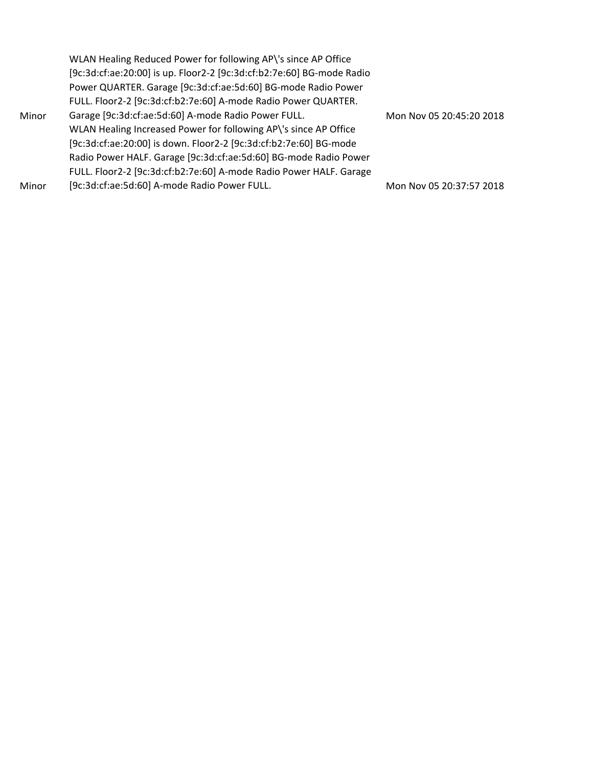| | | |
|---|---|---|
| Minor | WLAN Healing Reduced Power for following AP\'s since AP Office [9c:3d:cf:ae:20:00] is up. Floor2-2 [9c:3d:cf:b2:7e:60] BG-mode Radio Power QUARTER. Garage [9c:3d:cf:ae:5d:60] BG-mode Radio Power FULL. Floor2-2 [9c:3d:cf:b2:7e:60] A-mode Radio Power QUARTER. Garage [9c:3d:cf:ae:5d:60] A-mode Radio Power FULL. | Mon Nov 05 20:45:20 2018 |
| Minor | WLAN Healing Increased Power for following AP\'s since AP Office [9c:3d:cf:ae:20:00] is down. Floor2-2 [9c:3d:cf:b2:7e:60] BG-mode Radio Power HALF. Garage [9c:3d:cf:ae:5d:60] BG-mode Radio Power FULL. Floor2-2 [9c:3d:cf:b2:7e:60] A-mode Radio Power HALF. Garage [9c:3d:cf:ae:5d:60] A-mode Radio Power FULL. | Mon Nov 05 20:37:57 2018 |